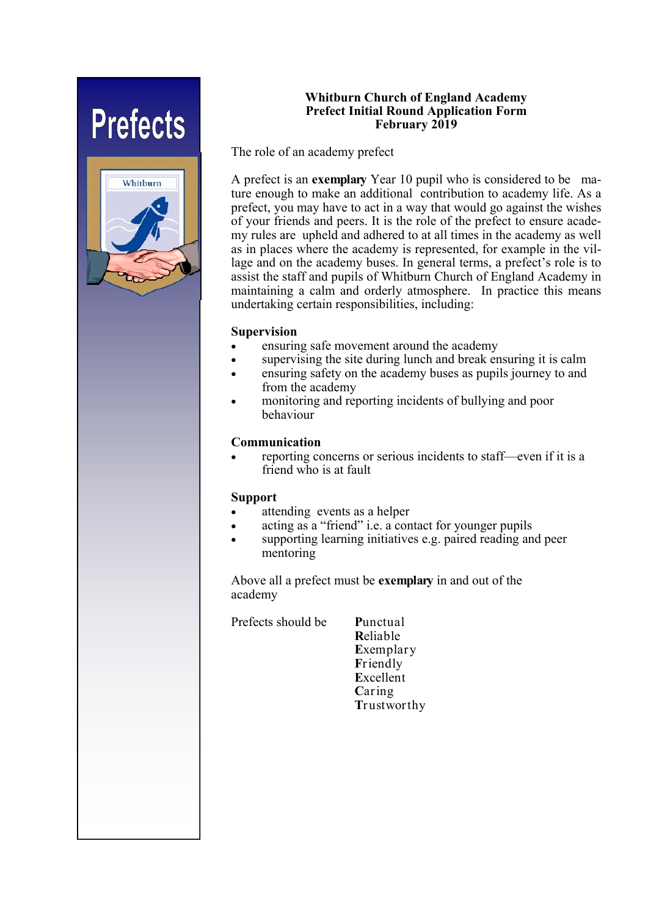Prefects

Whitburn

# Whitburn Church of England Academy
## Prefect Initial Round Application Form
## February 2019

The role of an academy prefect

A prefect is an **exemplary** Year 10 pupil who is considered to be mature enough to make an additional contribution to academy life. As a prefect, you may have to act in a way that would go against the wishes of your friends and peers. It is the role of the prefect to ensure academy rules are upheld and adhered to at all times in the academy as well as in places where the academy is represented, for example in the village and on the academy buses. In general terms, a prefect's role is to assist the staff and pupils of Whitburn Church of England Academy in maintaining a calm and orderly atmosphere. In practice this means undertaking certain responsibilities, including:

**Supervision**

- ensuring safe movement around the academy
- supervising the site during lunch and break ensuring it is calm
- ensuring safety on the academy buses as pupils journey to and from the academy
- monitoring and reporting incidents of bullying and poor behaviour

**Communication**

- reporting concerns or serious incidents to staff—even if it is a friend who is at fault

**Support**

- attending events as a helper
- acting as a "friend" i.e. a contact for younger pupils
- supporting learning initiatives e.g. paired reading and peer mentoring

Above all a prefect must be **exemplary** in and out of the academy

Prefects should be

**P**unctual
**R**eliable
**E**xemplary
**F**riendly
**E**xcellent
**C**aring
**T**rustworthy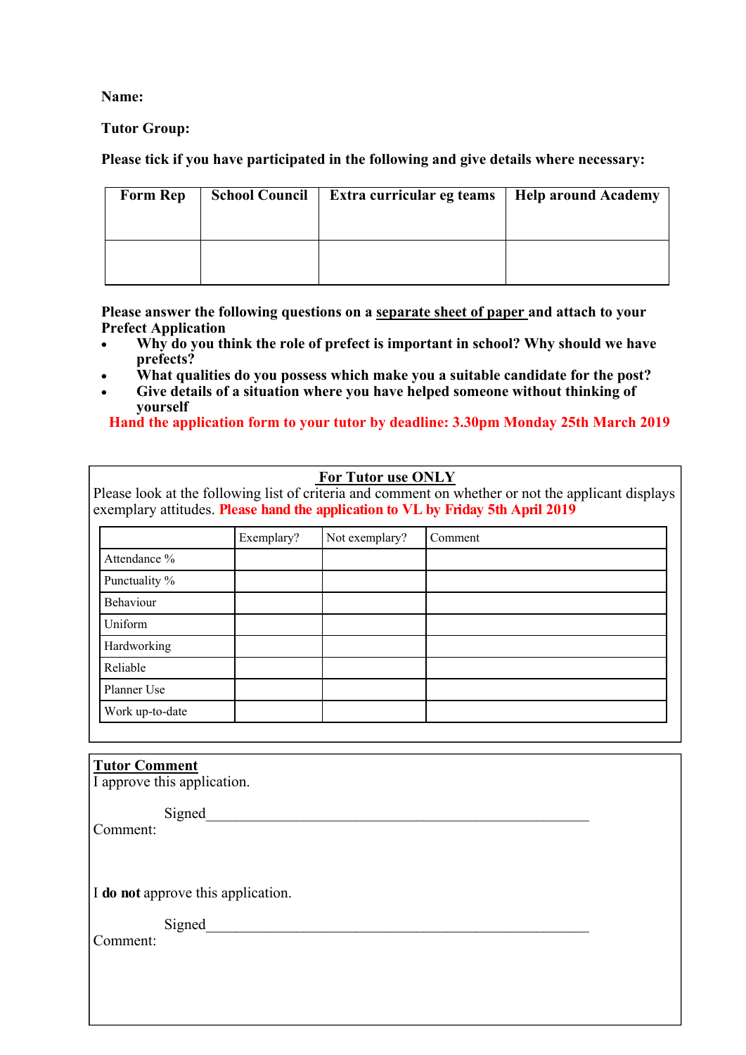**Name:**

**Tutor Group:**

**Please tick if you have participated in the following and give details where necessary:**

| Form Rep | School Council | Extra curricular eg teams | Help around Academy |
|---|---|---|---|
| | | | |

**Please answer the following questions on a separate sheet of paper and attach to your Prefect Application**

- **Why do you think the role of prefect is important in school? Why should we have prefects?**
- **What qualities do you possess which make you a suitable candidate for the post?**
- **Give details of a situation where you have helped someone without thinking of yourself**

**Hand the application form to your tutor by deadline: 3.30pm Monday 25th March 2019**

## For Tutor use ONLY

Please look at the following list of criteria and comment on whether or not the applicant displays exemplary attitudes. **Please hand the application to VL by Friday 5th April 2019**

| | Exemplary? | Not exemplary? | Comment |
|---|---|---|---|
| Attendance % | | | |
| Punctuality % | | | |
| Behaviour | | | |
| Uniform | | | |
| Hardworking | | | |
| Reliable | | | |
| Planner Use | | | |
| Work up-to-date | | | |

## Tutor Comment

I approve this application.

Signed\_\_\_\_\_\_\_\_\_\_\_\_\_\_\_\_\_\_\_\_\_\_\_\_\_\_\_\_\_\_\_\_\_\_\_\_\_\_\_\_\_\_\_\_\_\_\_\_\_\_

Comment:

I **do not** approve this application.

Signed\_\_\_\_\_\_\_\_\_\_\_\_\_\_\_\_\_\_\_\_\_\_\_\_\_\_\_\_\_\_\_\_\_\_\_\_\_\_\_\_\_\_\_\_\_\_\_\_\_\_

Comment: